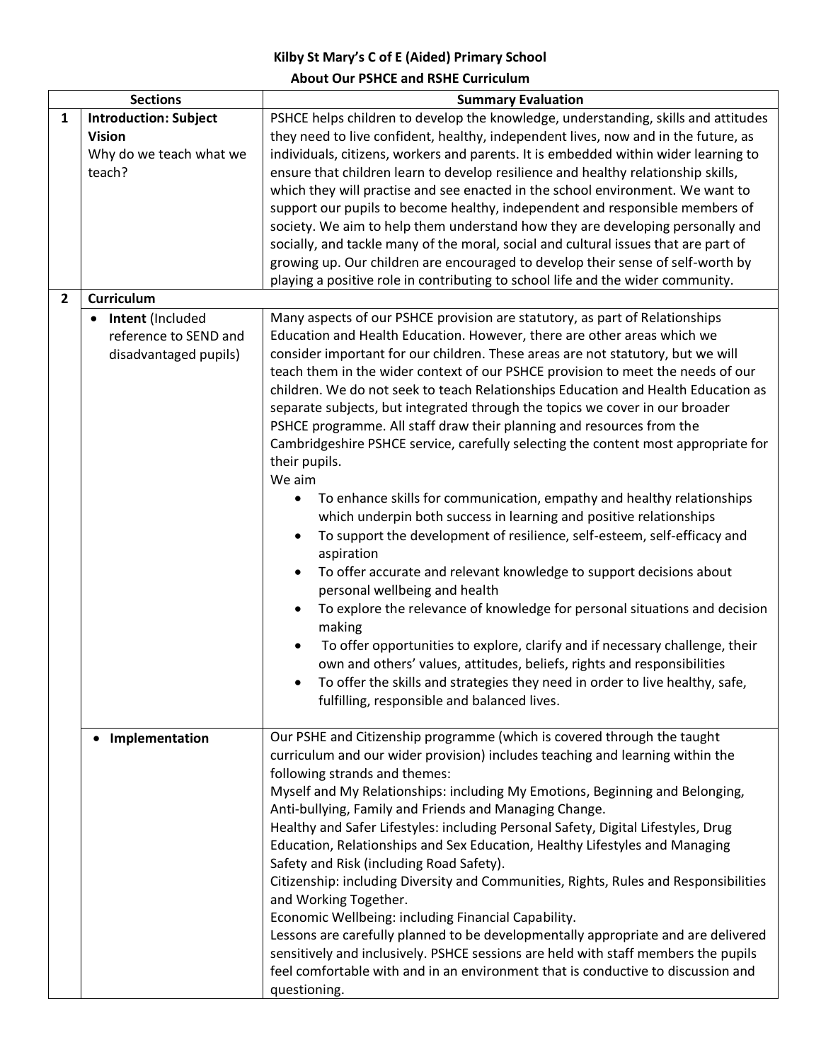**Kilby St Mary's C of E (Aided) Primary School**

**About Our PSHCE and RSHE Curriculum**

| | Sections | Summary Evaluation |
|---|---|---|
| **1** | **Introduction: Subject Vision**<br>Why do we teach what we teach? | PSHCE helps children to develop the knowledge, understanding, skills and attitudes they need to live confident, healthy, independent lives, now and in the future, as individuals, citizens, workers and parents. It is embedded within wider learning to ensure that children learn to develop resilience and healthy relationship skills, which they will practise and see enacted in the school environment. We want to support our pupils to become healthy, independent and responsible members of society. We aim to help them understand how they are developing personally and socially, and tackle many of the moral, social and cultural issues that are part of growing up. Our children are encouraged to develop their sense of self-worth by playing a positive role in contributing to school life and the wider community. |
| **2** | **Curriculum** | |
| | • **Intent** (Included reference to SEND and disadvantaged pupils) | Many aspects of our PSHCE provision are statutory, as part of Relationships Education and Health Education. However, there are other areas which we consider important for our children. These areas are not statutory, but we will teach them in the wider context of our PSHCE provision to meet the needs of our children. We do not seek to teach Relationships Education and Health Education as separate subjects, but integrated through the topics we cover in our broader PSHCE programme. All staff draw their planning and resources from the Cambridgeshire PSHCE service, carefully selecting the content most appropriate for their pupils.<br>We aim<br>• To enhance skills for communication, empathy and healthy relationships which underpin both success in learning and positive relationships<br>• To support the development of resilience, self-esteem, self-efficacy and aspiration<br>• To offer accurate and relevant knowledge to support decisions about personal wellbeing and health<br>• To explore the relevance of knowledge for personal situations and decision making<br>• To offer opportunities to explore, clarify and if necessary challenge, their own and others' values, attitudes, beliefs, rights and responsibilities<br>• To offer the skills and strategies they need in order to live healthy, safe, fulfilling, responsible and balanced lives. |
| | • **Implementation** | Our PSHE and Citizenship programme (which is covered through the taught curriculum and our wider provision) includes teaching and learning within the following strands and themes:<br>Myself and My Relationships: including My Emotions, Beginning and Belonging, Anti-bullying, Family and Friends and Managing Change.<br>Healthy and Safer Lifestyles: including Personal Safety, Digital Lifestyles, Drug Education, Relationships and Sex Education, Healthy Lifestyles and Managing Safety and Risk (including Road Safety).<br>Citizenship: including Diversity and Communities, Rights, Rules and Responsibilities and Working Together.<br>Economic Wellbeing: including Financial Capability.<br>Lessons are carefully planned to be developmentally appropriate and are delivered sensitively and inclusively. PSHCE sessions are held with staff members the pupils feel comfortable with and in an environment that is conductive to discussion and questioning. |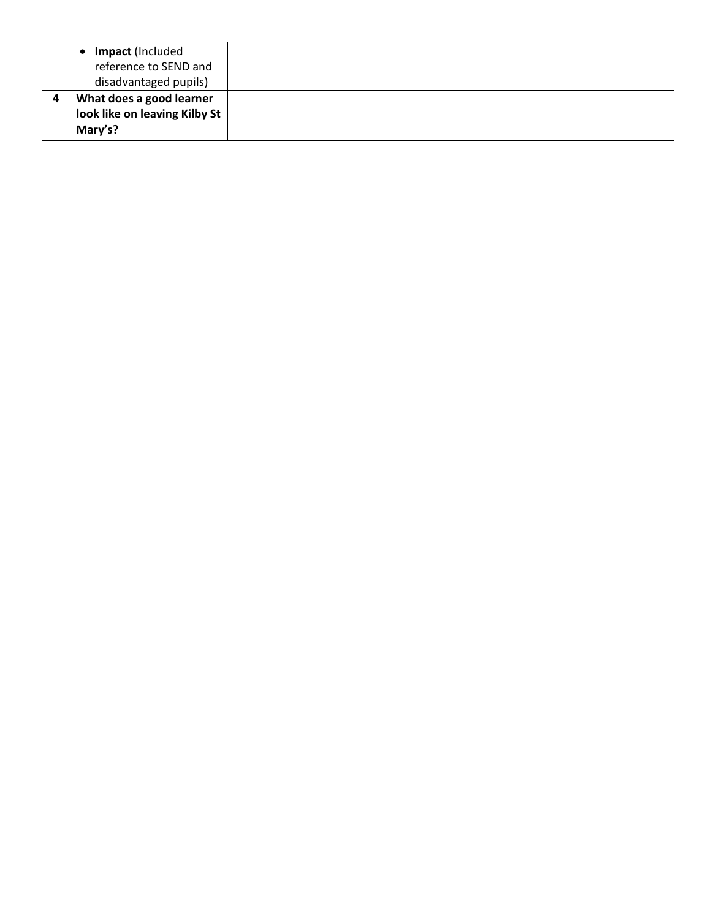| | | |
|---|---|---|
| | • **Impact** (Included reference to SEND and disadvantaged pupils) | |
| **4** | **What does a good learner look like on leaving Kilby St Mary's?** | |